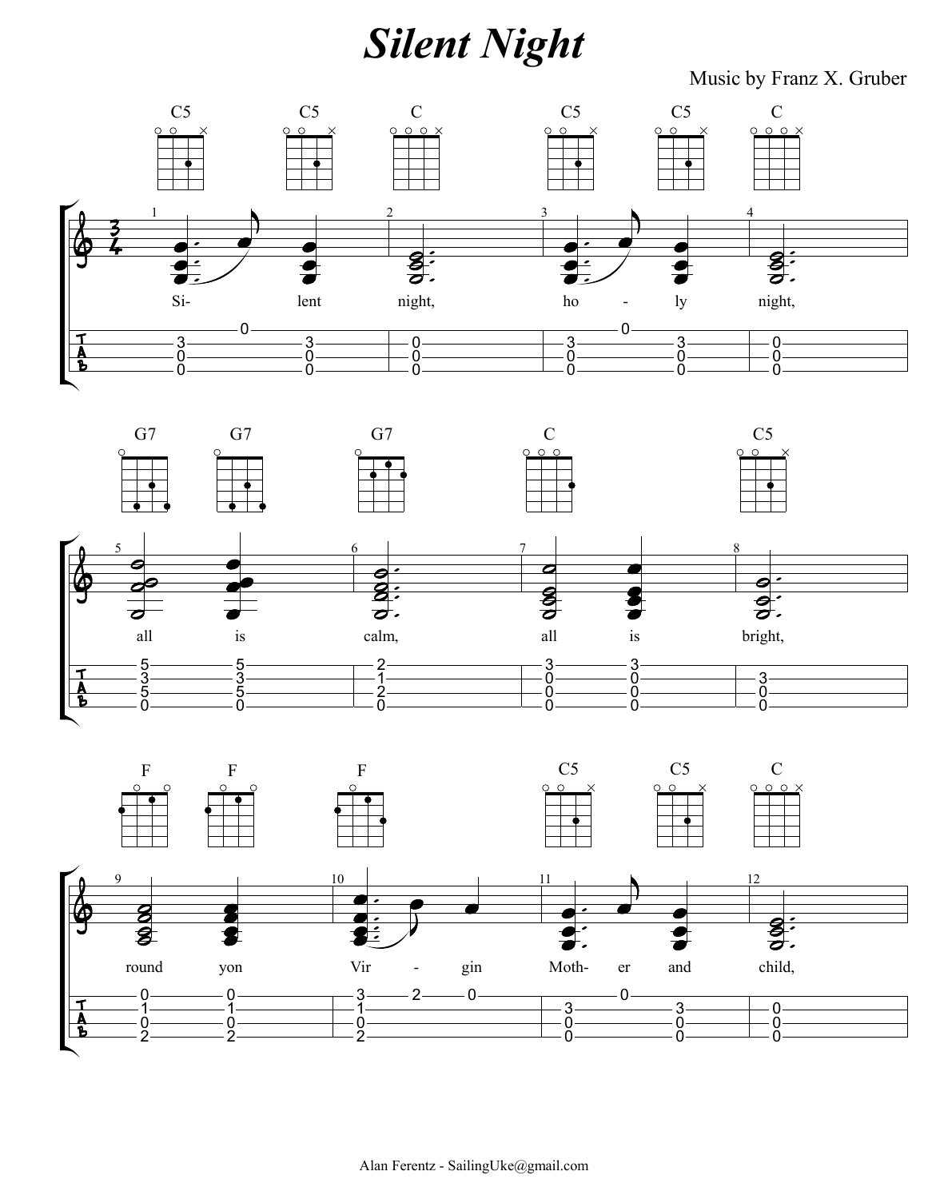# *Silent Night*

Music by Franz X. Gruber

C5 C5 C C5 C5 C

Si- lent night, ho - ly night,

G7 G7 G7 C C5

all is calm, all is bright,

F F F C5 C5 C

round yon Vir - gin Moth- er and child,

Alan Ferentz - SailingUke@gmail.com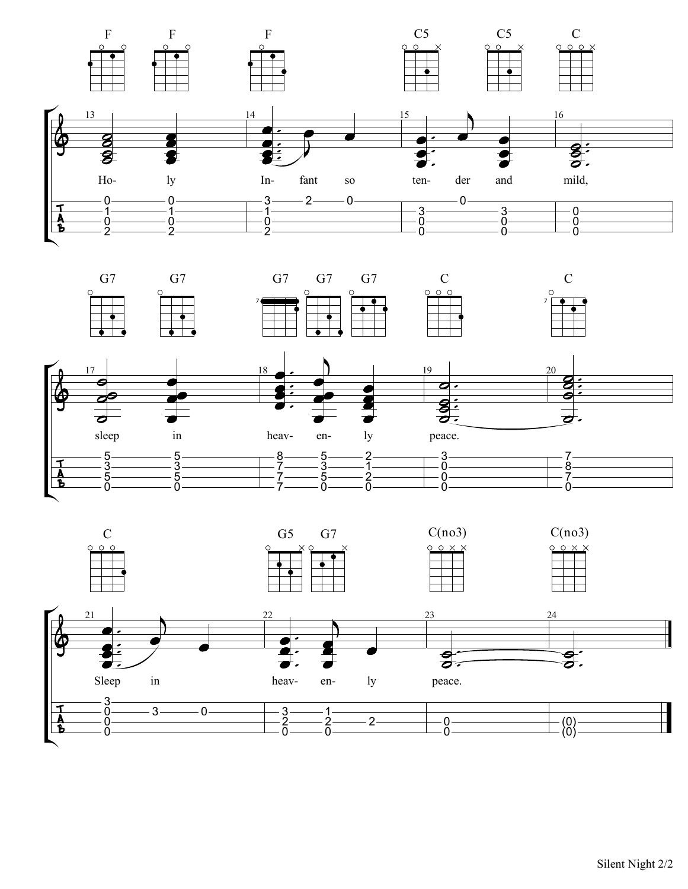F F F C5 C5 C

13 14 15 16

Ho- ly In- fant so ten- der and mild,

G7 G7 G7 G7 G7 C C

17 18 19 20

sleep in heav- en- ly peace.

C G5 G7 C(no3) C(no3)

21 22 23 24

Sleep in heav- en- ly peace.